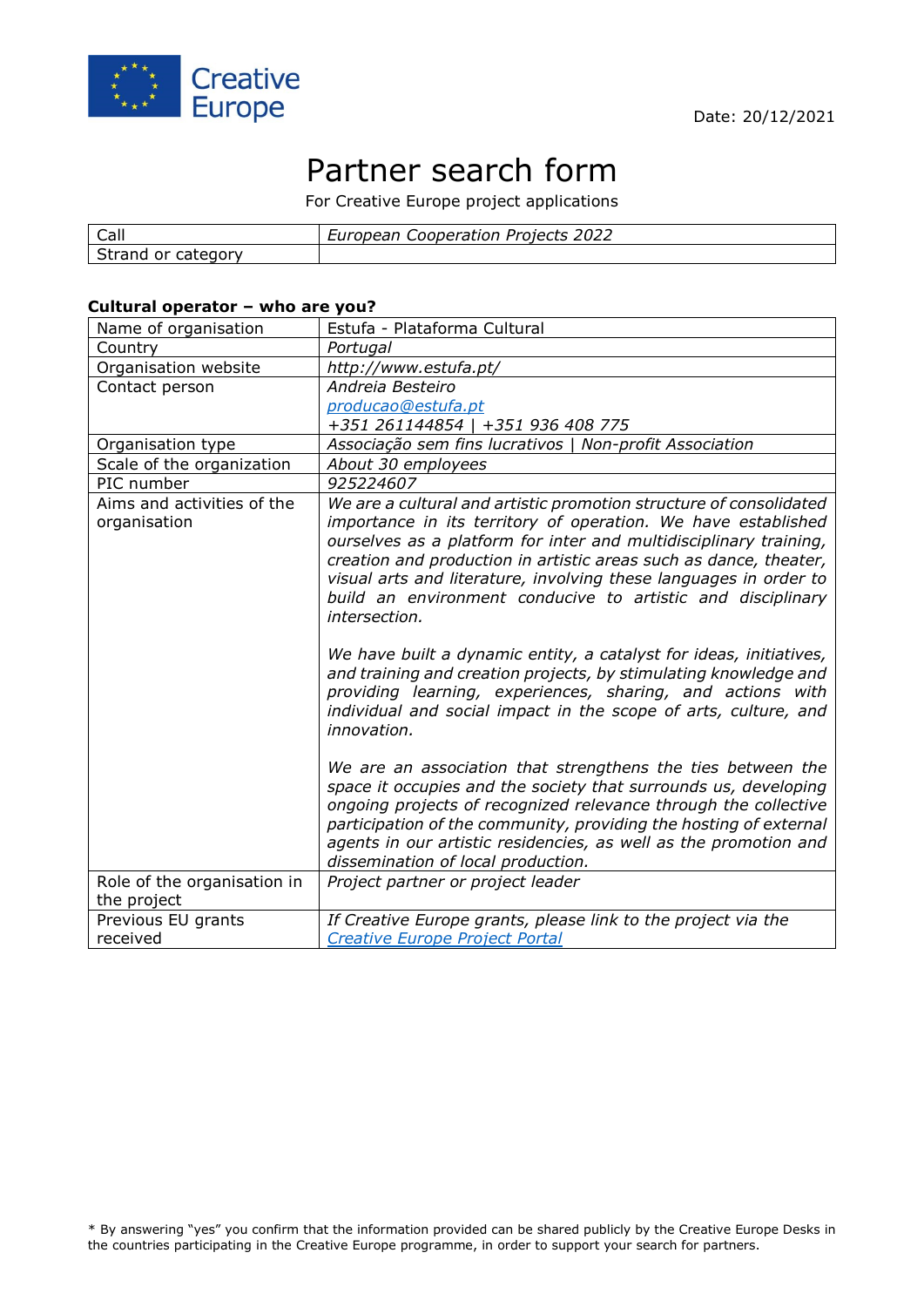Creative Europe

Date: 20/12/2021

# Partner search form

For Creative Europe project applications

| Call | *European Cooperation Projects 2022* |
|---|---|
| Strand or category | |

**Cultural operator – who are you?**

| Name of organisation | Estufa - Plataforma Cultural |
|---|---|
| Country | *Portugal* |
| Organisation website | *http://www.estufa.pt/* |
| Contact person | *Andreia Besteiro*<br>*producao@estufa.pt*<br>*+351 261144854 \| +351 936 408 775* |
| Organisation type | *Associação sem fins lucrativos \| Non-profit Association* |
| Scale of the organization | *About 30 employees* |
| PIC number | *925224607* |
| Aims and activities of the organisation | *We are a cultural and artistic promotion structure of consolidated importance in its territory of operation. We have established ourselves as a platform for inter and multidisciplinary training, creation and production in artistic areas such as dance, theater, visual arts and literature, involving these languages in order to build an environment conducive to artistic and disciplinary intersection.*<br><br>*We have built a dynamic entity, a catalyst for ideas, initiatives, and training and creation projects, by stimulating knowledge and providing learning, experiences, sharing, and actions with individual and social impact in the scope of arts, culture, and innovation.*<br><br>*We are an association that strengthens the ties between the space it occupies and the society that surrounds us, developing ongoing projects of recognized relevance through the collective participation of the community, providing the hosting of external agents in our artistic residencies, as well as the promotion and dissemination of local production.* |
| Role of the organisation in the project | *Project partner or project leader* |
| Previous EU grants received | *If Creative Europe grants, please link to the project via the Creative Europe Project Portal* |

\* By answering "yes" you confirm that the information provided can be shared publicly by the Creative Europe Desks in the countries participating in the Creative Europe programme, in order to support your search for partners.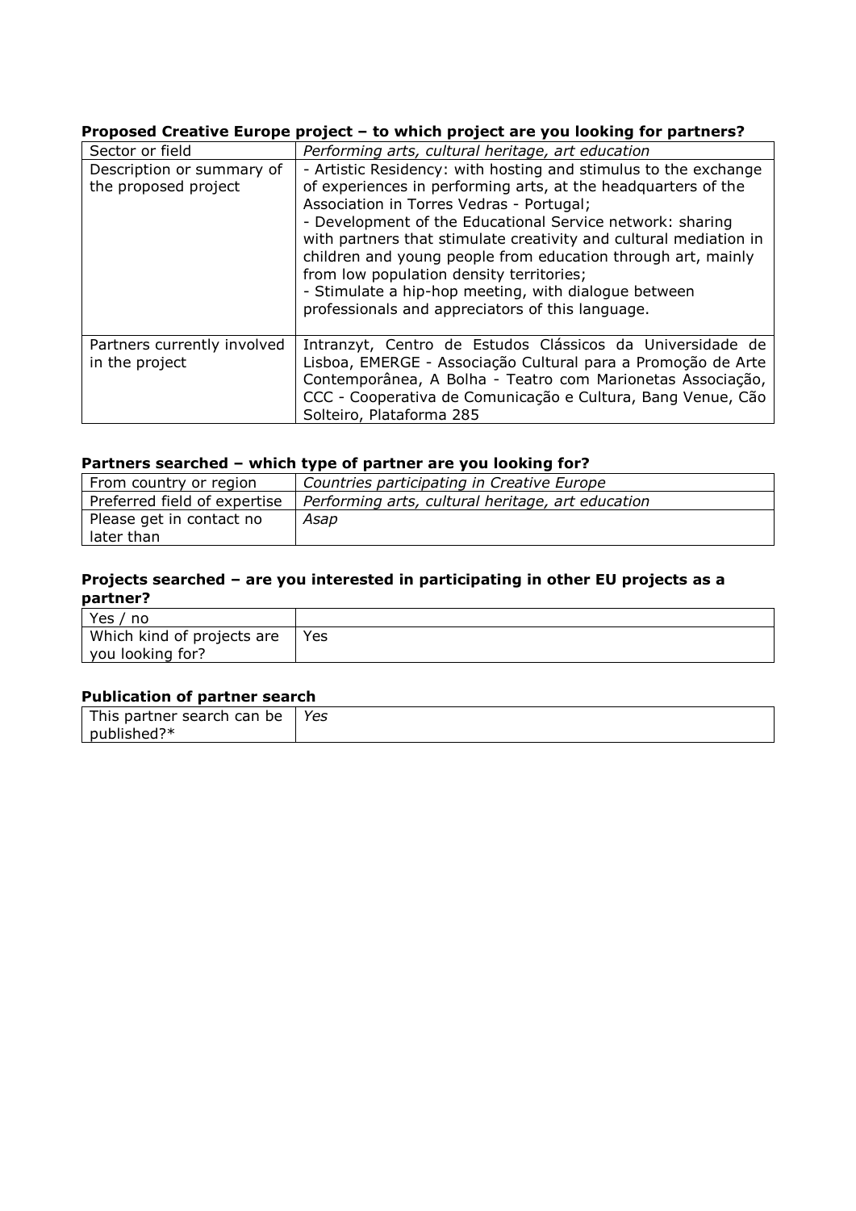**Proposed Creative Europe project – to which project are you looking for partners?**

| | |
|---|---|
| Sector or field | *Performing arts, cultural heritage, art education* |
| Description or summary of the proposed project | - Artistic Residency: with hosting and stimulus to the exchange of experiences in performing arts, at the headquarters of the Association in Torres Vedras - Portugal;<br>- Development of the Educational Service network: sharing with partners that stimulate creativity and cultural mediation in children and young people from education through art, mainly from low population density territories;<br>- Stimulate a hip-hop meeting, with dialogue between professionals and appreciators of this language. |
| Partners currently involved in the project | Intranzyt, Centro de Estudos Clássicos da Universidade de Lisboa, EMERGE - Associação Cultural para a Promoção de Arte Contemporânea, A Bolha - Teatro com Marionetas Associação, CCC - Cooperativa de Comunicação e Cultura, Bang Venue, Cão Solteiro, Plataforma 285 |

**Partners searched – which type of partner are you looking for?**

| | |
|---|---|
| From country or region | *Countries participating in Creative Europe* |
| Preferred field of expertise | *Performing arts, cultural heritage, art education* |
| Please get in contact no later than | *Asap* |

**Projects searched – are you interested in participating in other EU projects as a partner?**

| | |
|---|---|
| Yes / no | |
| Which kind of projects are you looking for? | Yes |

**Publication of partner search**

| | |
|---|---|
| This partner search can be published?* | *Yes* |